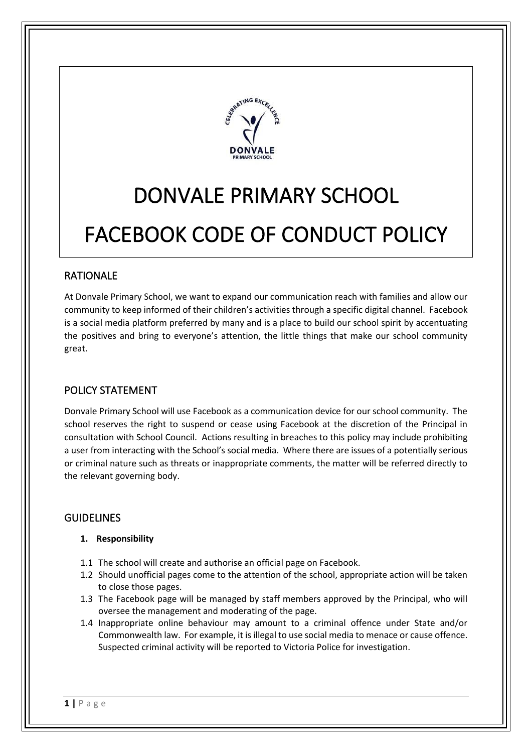# DONVALE PRIMARY SCHOOL

# FACEBOOK CODE OF CONDUCT POLICY

## RATIONALE

At Donvale Primary School, we want to expand our communication reach with families and allow our community to keep informed of their children's activities through a specific digital channel. Facebook is a social media platform preferred by many and is a place to build our school spirit by accentuating the positives and bring to everyone's attention, the little things that make our school community great.

## POLICY STATEMENT

Donvale Primary School will use Facebook as a communication device for our school community. The school reserves the right to suspend or cease using Facebook at the discretion of the Principal in consultation with School Council. Actions resulting in breaches to this policy may include prohibiting a user from interacting with the School's social media. Where there are issues of a potentially serious or criminal nature such as threats or inappropriate comments, the matter will be referred directly to the relevant governing body.

## GUIDELINES

**1. Responsibility**

1.1 The school will create and authorise an official page on Facebook.

1.2 Should unofficial pages come to the attention of the school, appropriate action will be taken to close those pages.

1.3 The Facebook page will be managed by staff members approved by the Principal, who will oversee the management and moderating of the page.

1.4 Inappropriate online behaviour may amount to a criminal offence under State and/or Commonwealth law. For example, it is illegal to use social media to menace or cause offence. Suspected criminal activity will be reported to Victoria Police for investigation.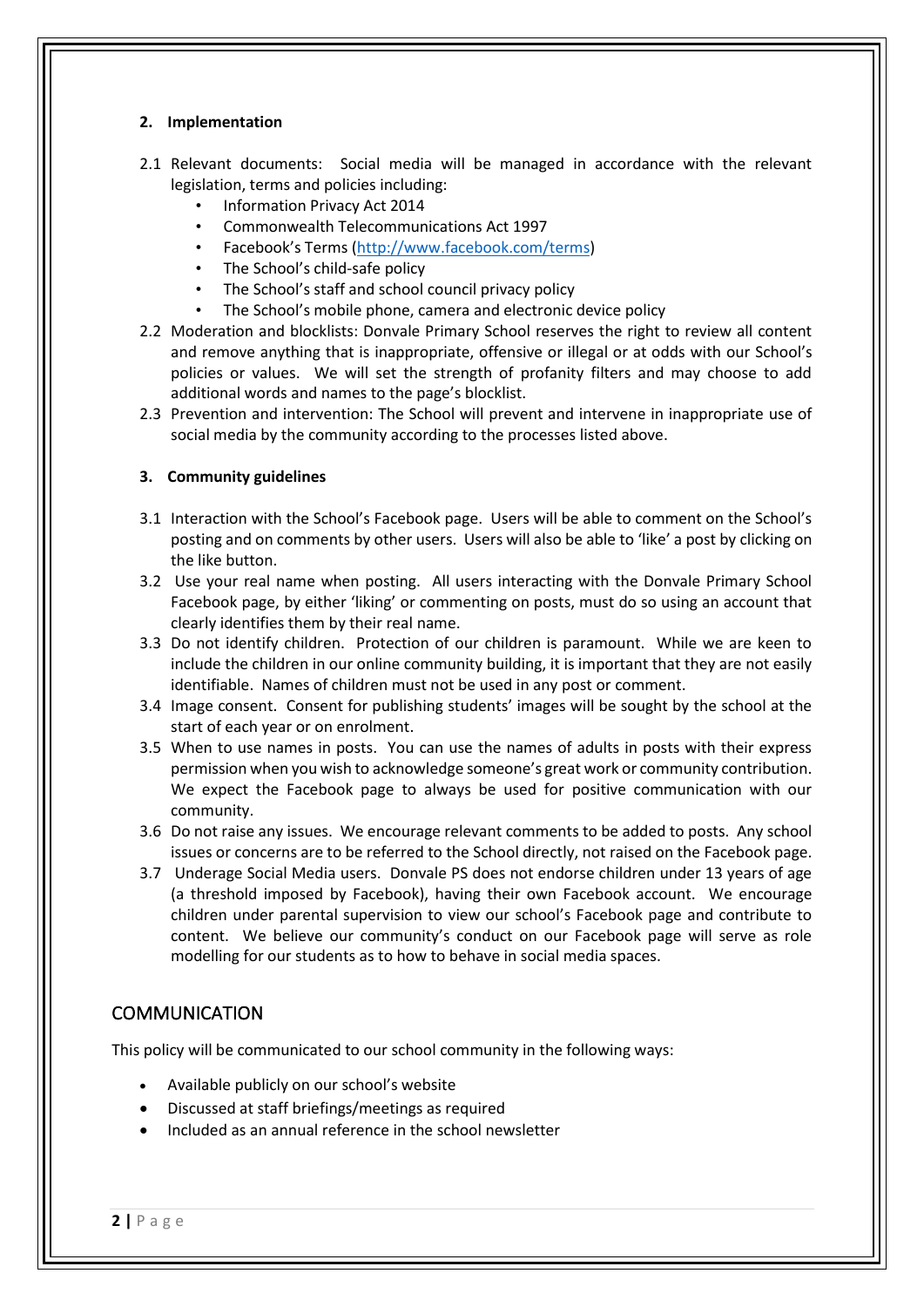**2. Implementation**

2.1 Relevant documents: Social media will be managed in accordance with the relevant legislation, terms and policies including:

- Information Privacy Act 2014
- Commonwealth Telecommunications Act 1997
- Facebook's Terms (http://www.facebook.com/terms)
- The School's child-safe policy
- The School's staff and school council privacy policy
- The School's mobile phone, camera and electronic device policy

2.2 Moderation and blocklists: Donvale Primary School reserves the right to review all content and remove anything that is inappropriate, offensive or illegal or at odds with our School's policies or values. We will set the strength of profanity filters and may choose to add additional words and names to the page's blocklist.

2.3 Prevention and intervention: The School will prevent and intervene in inappropriate use of social media by the community according to the processes listed above.

**3. Community guidelines**

3.1 Interaction with the School's Facebook page. Users will be able to comment on the School's posting and on comments by other users. Users will also be able to 'like' a post by clicking on the like button.

3.2 Use your real name when posting. All users interacting with the Donvale Primary School Facebook page, by either 'liking' or commenting on posts, must do so using an account that clearly identifies them by their real name.

3.3 Do not identify children. Protection of our children is paramount. While we are keen to include the children in our online community building, it is important that they are not easily identifiable. Names of children must not be used in any post or comment.

3.4 Image consent. Consent for publishing students' images will be sought by the school at the start of each year or on enrolment.

3.5 When to use names in posts. You can use the names of adults in posts with their express permission when you wish to acknowledge someone's great work or community contribution. We expect the Facebook page to always be used for positive communication with our community.

3.6 Do not raise any issues. We encourage relevant comments to be added to posts. Any school issues or concerns are to be referred to the School directly, not raised on the Facebook page.

3.7 Underage Social Media users. Donvale PS does not endorse children under 13 years of age (a threshold imposed by Facebook), having their own Facebook account. We encourage children under parental supervision to view our school's Facebook page and contribute to content. We believe our community's conduct on our Facebook page will serve as role modelling for our students as to how to behave in social media spaces.

## COMMUNICATION

This policy will be communicated to our school community in the following ways:

- Available publicly on our school's website
- Discussed at staff briefings/meetings as required
- Included as an annual reference in the school newsletter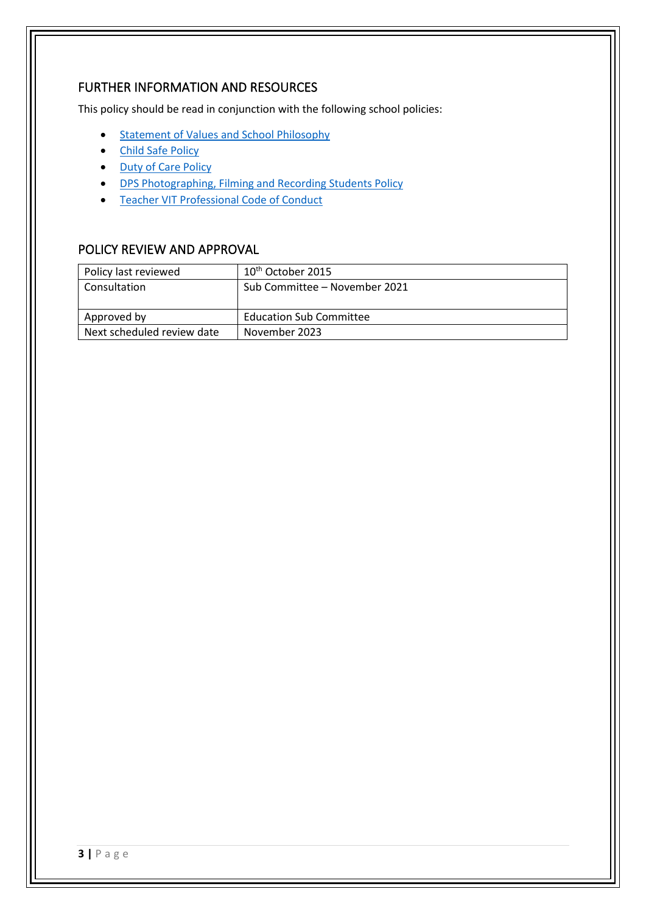## FURTHER INFORMATION AND RESOURCES

This policy should be read in conjunction with the following school policies:

- Statement of Values and School Philosophy
- Child Safe Policy
- Duty of Care Policy
- DPS Photographing, Filming and Recording Students Policy
- Teacher VIT Professional Code of Conduct

## POLICY REVIEW AND APPROVAL

| | |
|---|---|
| Policy last reviewed | 10th October 2015 |
| Consultation | Sub Committee – November 2021 |
| Approved by | Education Sub Committee |
| Next scheduled review date | November 2023 |